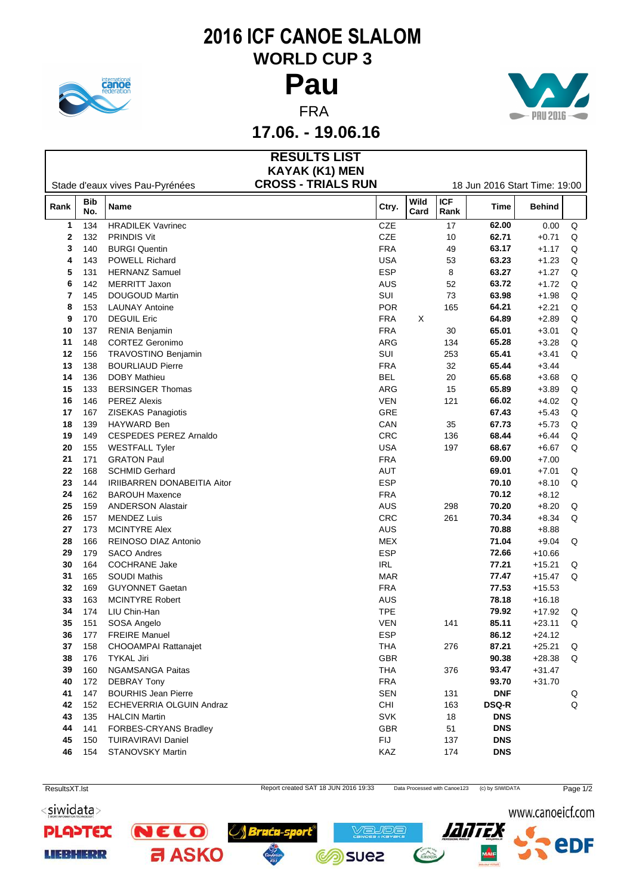# 2016 ICF CANOE SLALOM

## WORLD CUP 3

# Pau

FRA

## 17.06. - 19.06.16

### RESULTS LIST
### KAYAK (K1) MEN
### CROSS - TRIALS RUN

Stade d'eaux vives Pau-Pyrénées

18 Jun 2016 Start Time: 19:00

| Rank | Bib No. | Name | Ctry. | Wild Card | ICF Rank | Time | Behind | |
|---|---|---|---|---|---|---|---|---|
| 1 | 134 | HRADILEK Vavrinec | CZE | | 17 | 62.00 | 0.00 | Q |
| 2 | 132 | PRINDIS Vit | CZE | | 10 | 62.71 | +0.71 | Q |
| 3 | 140 | BURGI Quentin | FRA | | 49 | 63.17 | +1.17 | Q |
| 4 | 143 | POWELL Richard | USA | | 53 | 63.23 | +1.23 | Q |
| 5 | 131 | HERNANZ Samuel | ESP | | 8 | 63.27 | +1.27 | Q |
| 6 | 142 | MERRITT Jaxon | AUS | | 52 | 63.72 | +1.72 | Q |
| 7 | 145 | DOUGOUD Martin | SUI | | 73 | 63.98 | +1.98 | Q |
| 8 | 153 | LAUNAY Antoine | POR | | 165 | 64.21 | +2.21 | Q |
| 9 | 170 | DEGUIL Eric | FRA | X | | 64.89 | +2.89 | Q |
| 10 | 137 | RENIA Benjamin | FRA | | 30 | 65.01 | +3.01 | Q |
| 11 | 148 | CORTEZ Geronimo | ARG | | 134 | 65.28 | +3.28 | Q |
| 12 | 156 | TRAVOSTINO Benjamin | SUI | | 253 | 65.41 | +3.41 | Q |
| 13 | 138 | BOURLIAUD Pierre | FRA | | 32 | 65.44 | +3.44 | |
| 14 | 136 | DOBY Mathieu | BEL | | 20 | 65.68 | +3.68 | Q |
| 15 | 133 | BERSINGER Thomas | ARG | | 15 | 65.89 | +3.89 | Q |
| 16 | 146 | PEREZ Alexis | VEN | | 121 | 66.02 | +4.02 | Q |
| 17 | 167 | ZISEKAS Panagiotis | GRE | | | 67.43 | +5.43 | Q |
| 18 | 139 | HAYWARD Ben | CAN | | 35 | 67.73 | +5.73 | Q |
| 19 | 149 | CESPEDES PEREZ Arnaldo | CRC | | 136 | 68.44 | +6.44 | Q |
| 20 | 155 | WESTFALL Tyler | USA | | 197 | 68.67 | +6.67 | Q |
| 21 | 171 | GRATON Paul | FRA | | | 69.00 | +7.00 | |
| 22 | 168 | SCHMID Gerhard | AUT | | | 69.01 | +7.01 | Q |
| 23 | 144 | IRIIBARREN DONABEITIA Aitor | ESP | | | 70.10 | +8.10 | Q |
| 24 | 162 | BAROUH Maxence | FRA | | | 70.12 | +8.12 | |
| 25 | 159 | ANDERSON Alastair | AUS | | 298 | 70.20 | +8.20 | Q |
| 26 | 157 | MENDEZ Luis | CRC | | 261 | 70.34 | +8.34 | Q |
| 27 | 173 | MCINTYRE Alex | AUS | | | 70.88 | +8.88 | |
| 28 | 166 | REINOSO DIAZ Antonio | MEX | | | 71.04 | +9.04 | Q |
| 29 | 179 | SACO Andres | ESP | | | 72.66 | +10.66 | |
| 30 | 164 | COCHRANE Jake | IRL | | | 77.21 | +15.21 | Q |
| 31 | 165 | SOUDI Mathis | MAR | | | 77.47 | +15.47 | Q |
| 32 | 169 | GUYONNET Gaetan | FRA | | | 77.53 | +15.53 | |
| 33 | 163 | MCINTYRE Robert | AUS | | | 78.18 | +16.18 | |
| 34 | 174 | LIU Chin-Han | TPE | | | 79.92 | +17.92 | Q |
| 35 | 151 | SOSA Angelo | VEN | | 141 | 85.11 | +23.11 | Q |
| 36 | 177 | FREIRE Manuel | ESP | | | 86.12 | +24.12 | |
| 37 | 158 | CHOOAMPAI Rattanajet | THA | | 276 | 87.21 | +25.21 | Q |
| 38 | 176 | TYKAL Jiri | GBR | | | 90.38 | +28.38 | Q |
| 39 | 160 | NGAMSANGA Paitas | THA | | 376 | 93.47 | +31.47 | |
| 40 | 172 | DEBRAY Tony | FRA | | | 93.70 | +31.70 | |
| 41 | 147 | BOURHIS Jean Pierre | SEN | | 131 | DNF | | Q |
| 42 | 152 | ECHEVERRIA OLGUIN Andraz | CHI | | 163 | DSQ-R | | Q |
| 43 | 135 | HALCIN Martin | SVK | | 18 | DNS | | |
| 44 | 141 | FORBES-CRYANS Bradley | GBR | | 51 | DNS | | |
| 45 | 150 | TUIRAVIRAVI Daniel | FIJ | | 137 | DNS | | |
| 46 | 154 | STANOVSKY Martin | KAZ | | 174 | DNS | | |

ResultsXT.lst — Report created SAT 18 JUN 2016 19:33 — Data Processed with Canoe123 — (c) by SIWIDATA

www.canoeicf.com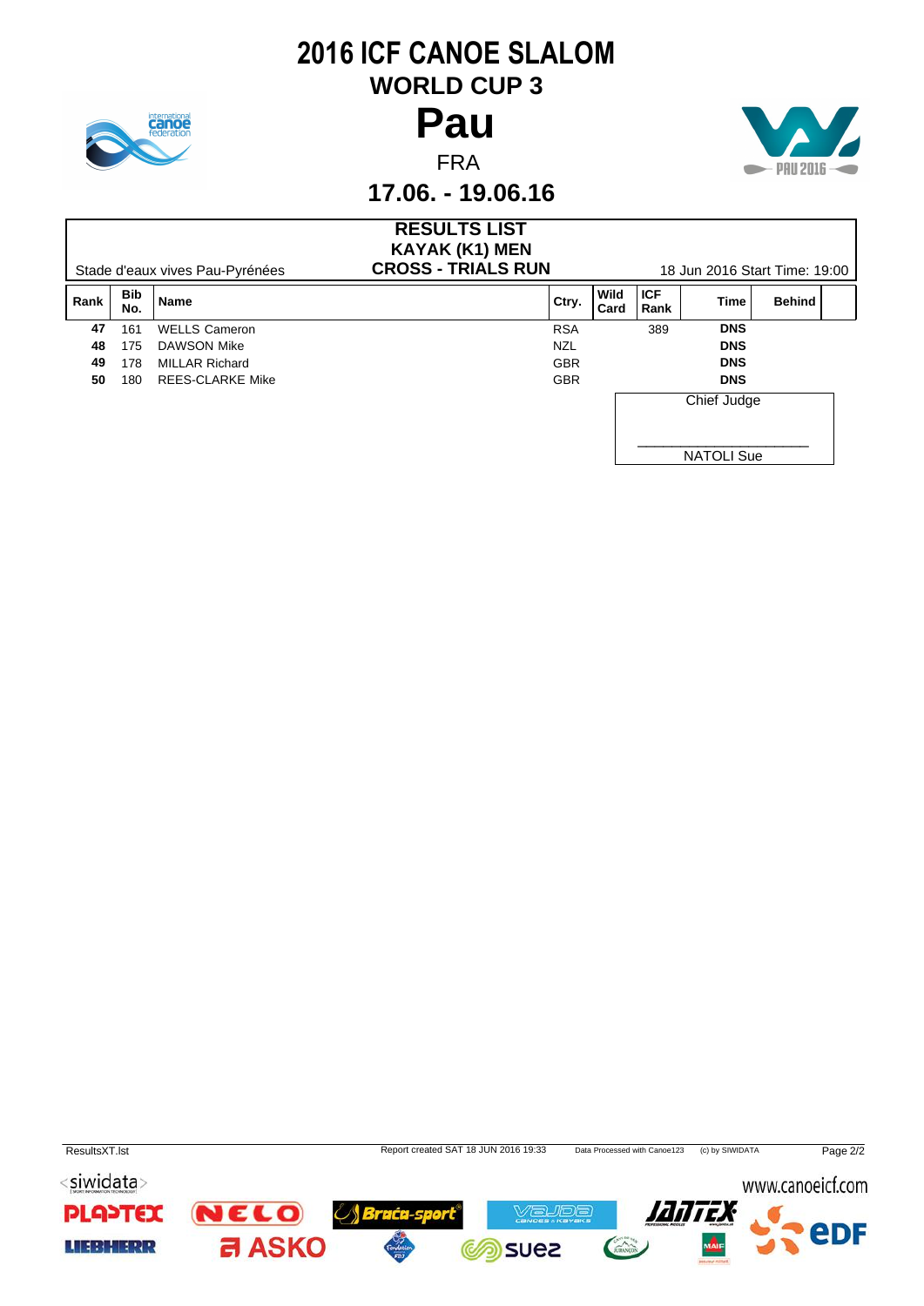# 2016 ICF CANOE SLALOM

## WORLD CUP 3

# Pau

FRA

## 17.06. - 19.06.16

### RESULTS LIST
### KAYAK (K1) MEN
### CROSS - TRIALS RUN

Stade d'eaux vives Pau-Pyrénées

18 Jun 2016 Start Time: 19:00

| Rank | Bib No. | Name | Ctry. | Wild Card | ICF Rank | Time | Behind |
|---|---|---|---|---|---|---|---|
| 47 | 161 | WELLS Cameron | RSA | | 389 | DNS | |
| 48 | 175 | DAWSON Mike | NZL | | | DNS | |
| 49 | 178 | MILLAR Richard | GBR | | | DNS | |
| 50 | 180 | REES-CLARKE Mike | GBR | | | DNS | |

Chief Judge

_____________________

NATOLI Sue

ResultsXT.lst — Report created SAT 18 JUN 2016 19:33 — Data Processed with Canoe123 — (c) by SIWIDATA

www.canoeicf.com